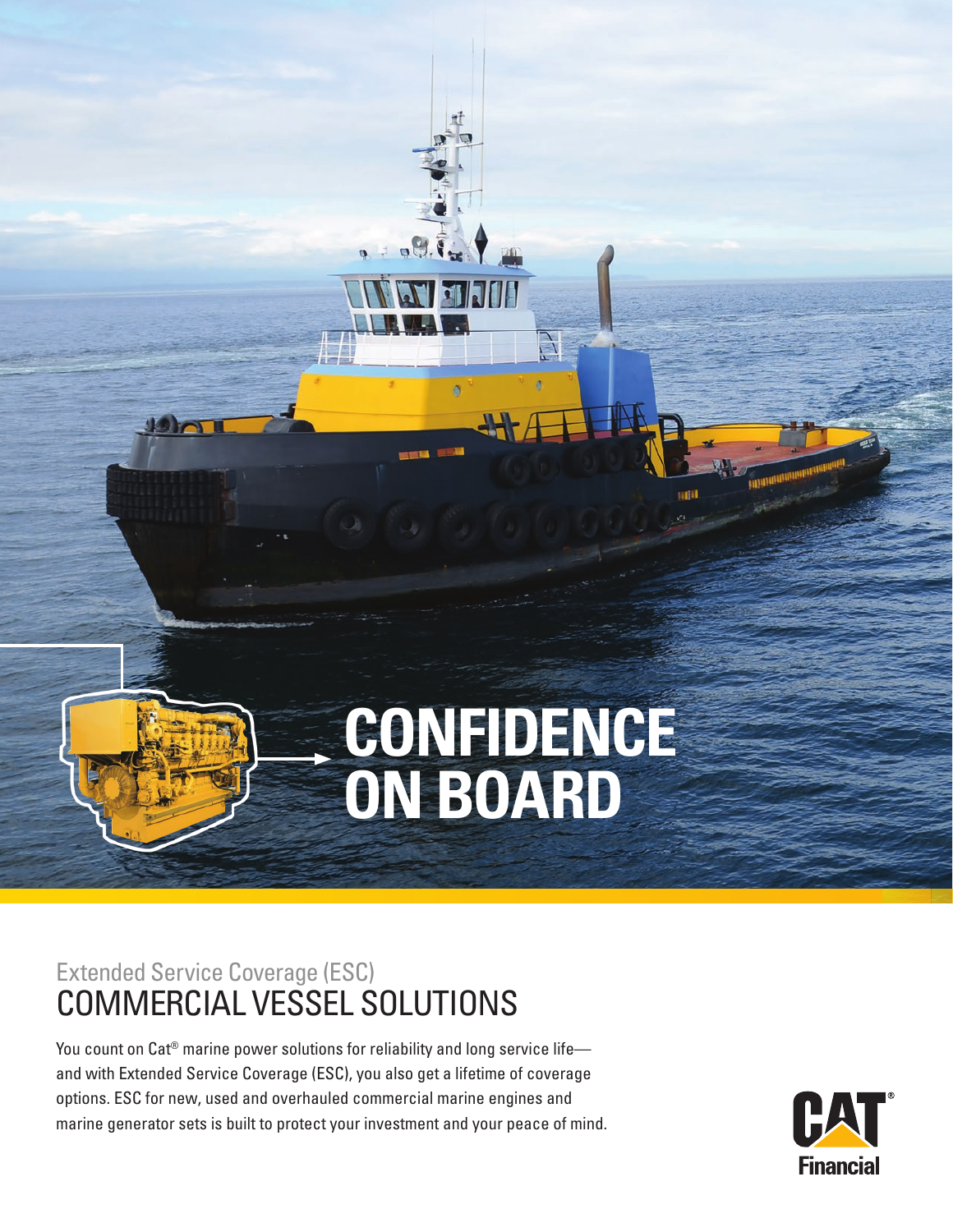# CONFIDENCE ON BOARD

Extended Service Coverage (ESC)

## COMMERCIAL VESSEL SOLUTIONS

You count on Cat® marine power solutions for reliability and long service life—and with Extended Service Coverage (ESC), you also get a lifetime of coverage options. ESC for new, used and overhauled commercial marine engines and marine generator sets is built to protect your investment and your peace of mind.

CAT® Financial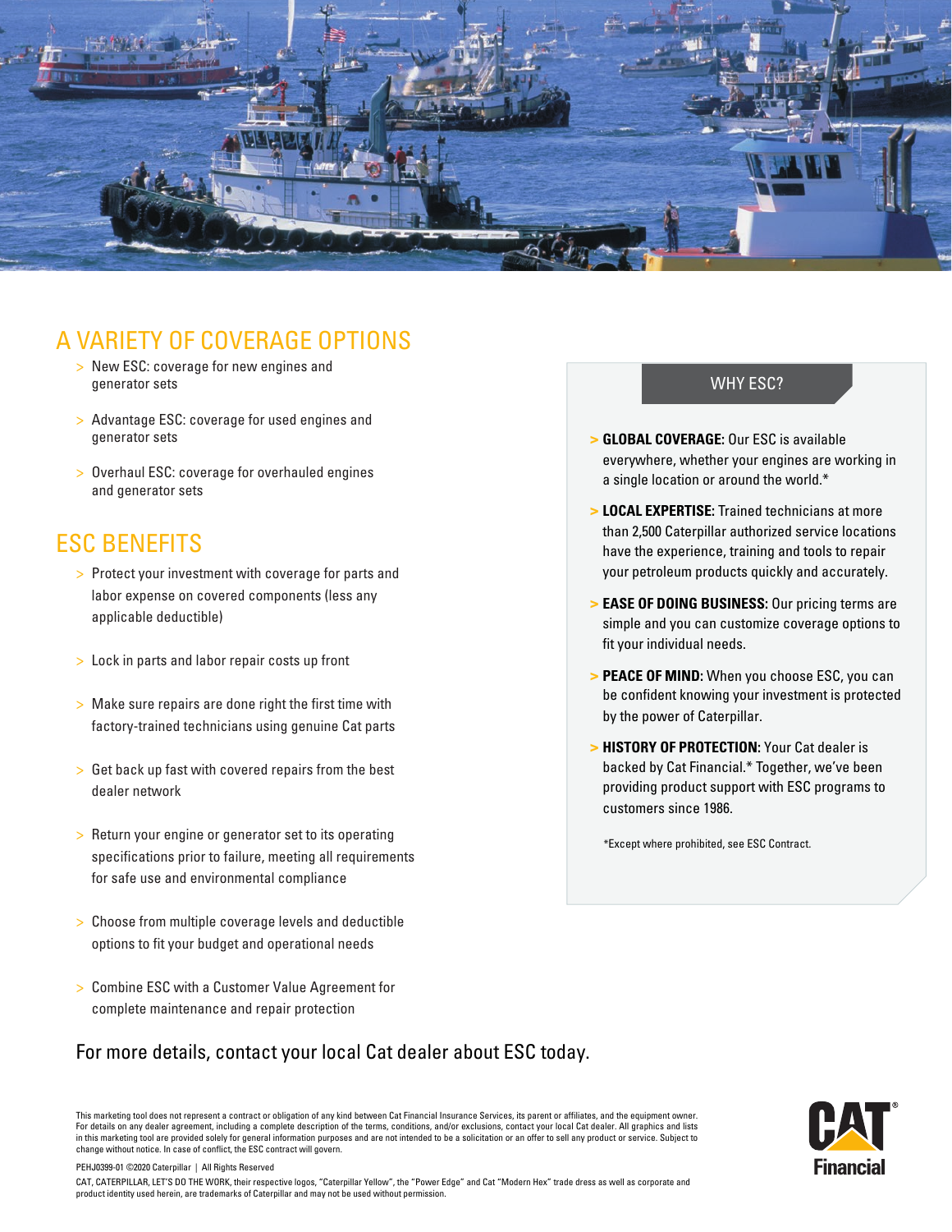## A VARIETY OF COVERAGE OPTIONS

- New ESC: coverage for new engines and generator sets
- Advantage ESC: coverage for used engines and generator sets
- Overhaul ESC: coverage for overhauled engines and generator sets

## ESC BENEFITS

- Protect your investment with coverage for parts and labor expense on covered components (less any applicable deductible)
- Lock in parts and labor repair costs up front
- Make sure repairs are done right the first time with factory-trained technicians using genuine Cat parts
- Get back up fast with covered repairs from the best dealer network
- Return your engine or generator set to its operating specifications prior to failure, meeting all requirements for safe use and environmental compliance
- Choose from multiple coverage levels and deductible options to fit your budget and operational needs
- Combine ESC with a Customer Value Agreement for complete maintenance and repair protection

### WHY ESC?

- **GLOBAL COVERAGE:** Our ESC is available everywhere, whether your engines are working in a single location or around the world.*
- **LOCAL EXPERTISE:** Trained technicians at more than 2,500 Caterpillar authorized service locations have the experience, training and tools to repair your petroleum products quickly and accurately.
- **EASE OF DOING BUSINESS:** Our pricing terms are simple and you can customize coverage options to fit your individual needs.
- **PEACE OF MIND:** When you choose ESC, you can be confident knowing your investment is protected by the power of Caterpillar.
- **HISTORY OF PROTECTION:** Your Cat dealer is backed by Cat Financial.* Together, we've been providing product support with ESC programs to customers since 1986.

*Except where prohibited, see ESC Contract.

For more details, contact your local Cat dealer about ESC today.

This marketing tool does not represent a contract or obligation of any kind between Cat Financial Insurance Services, its parent or affiliates, and the equipment owner. For details on any dealer agreement, including a complete description of the terms, conditions, and/or exclusions, contact your local Cat dealer. All graphics and lists in this marketing tool are provided solely for general information purposes and are not intended to be a solicitation or an offer to sell any product or service. Subject to change without notice. In case of conflict, the ESC contract will govern.

PEHJ0399-01 ©2020 Caterpillar | All Rights Reserved

CAT, CATERPILLAR, LET'S DO THE WORK, their respective logos, "Caterpillar Yellow", the "Power Edge" and Cat "Modern Hex" trade dress as well as corporate and product identity used herein, are trademarks of Caterpillar and may not be used without permission.

CAT® Financial